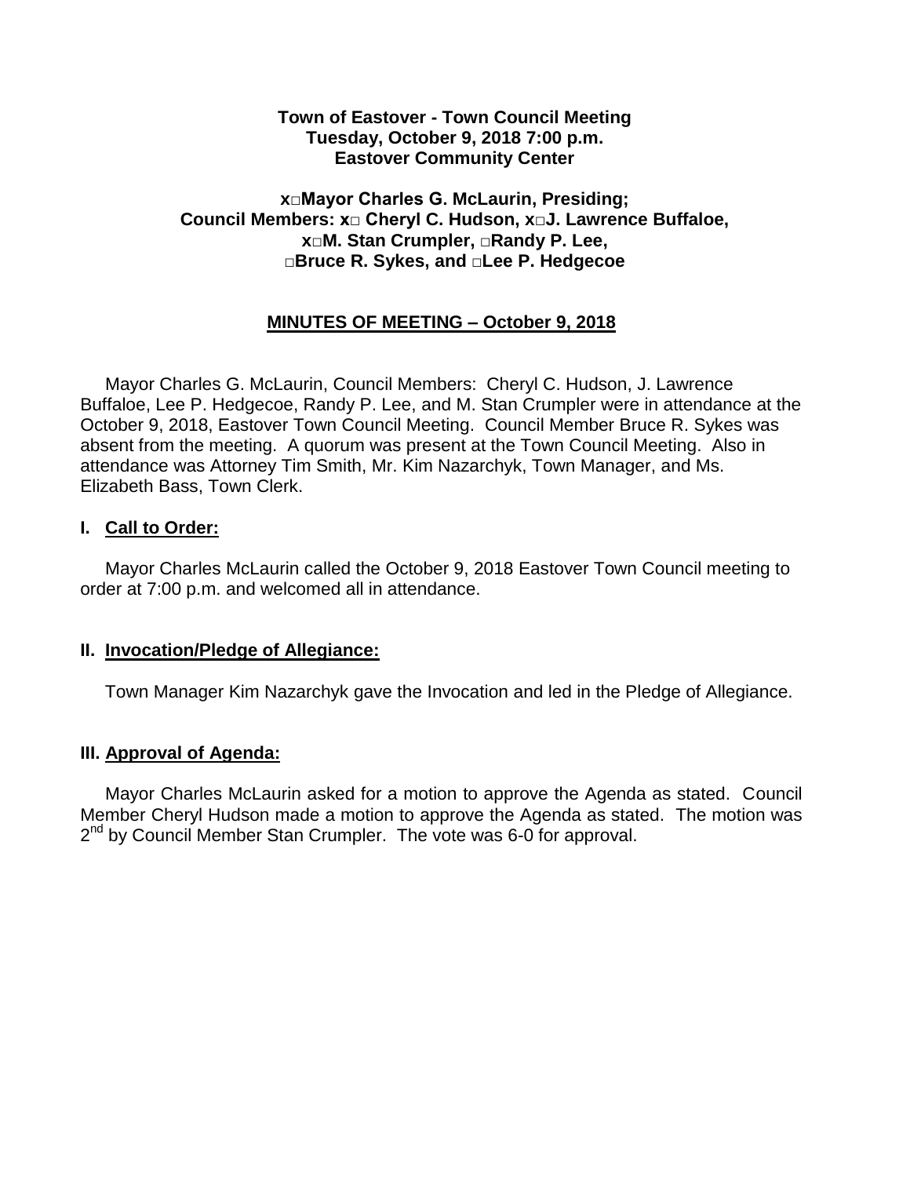**Town of Eastover - Town Council Meeting**
**Tuesday, October 9, 2018 7:00 p.m.**
**Eastover Community Center**

**x□Mayor Charles G. McLaurin, Presiding;**
**Council Members: x□ Cheryl C. Hudson, x□J. Lawrence Buffaloe,**
**x□M. Stan Crumpler, □Randy P. Lee,**
**□Bruce R. Sykes, and □Lee P. Hedgecoe**

## MINUTES OF MEETING – October 9, 2018

Mayor Charles G. McLaurin, Council Members: Cheryl C. Hudson, J. Lawrence Buffaloe, Lee P. Hedgecoe, Randy P. Lee, and M. Stan Crumpler were in attendance at the October 9, 2018, Eastover Town Council Meeting. Council Member Bruce R. Sykes was absent from the meeting. A quorum was present at the Town Council Meeting. Also in attendance was Attorney Tim Smith, Mr. Kim Nazarchyk, Town Manager, and Ms. Elizabeth Bass, Town Clerk.

### I. Call to Order:

Mayor Charles McLaurin called the October 9, 2018 Eastover Town Council meeting to order at 7:00 p.m. and welcomed all in attendance.

### II. Invocation/Pledge of Allegiance:

Town Manager Kim Nazarchyk gave the Invocation and led in the Pledge of Allegiance.

### III. Approval of Agenda:

Mayor Charles McLaurin asked for a motion to approve the Agenda as stated. Council Member Cheryl Hudson made a motion to approve the Agenda as stated. The motion was 2nd by Council Member Stan Crumpler. The vote was 6-0 for approval.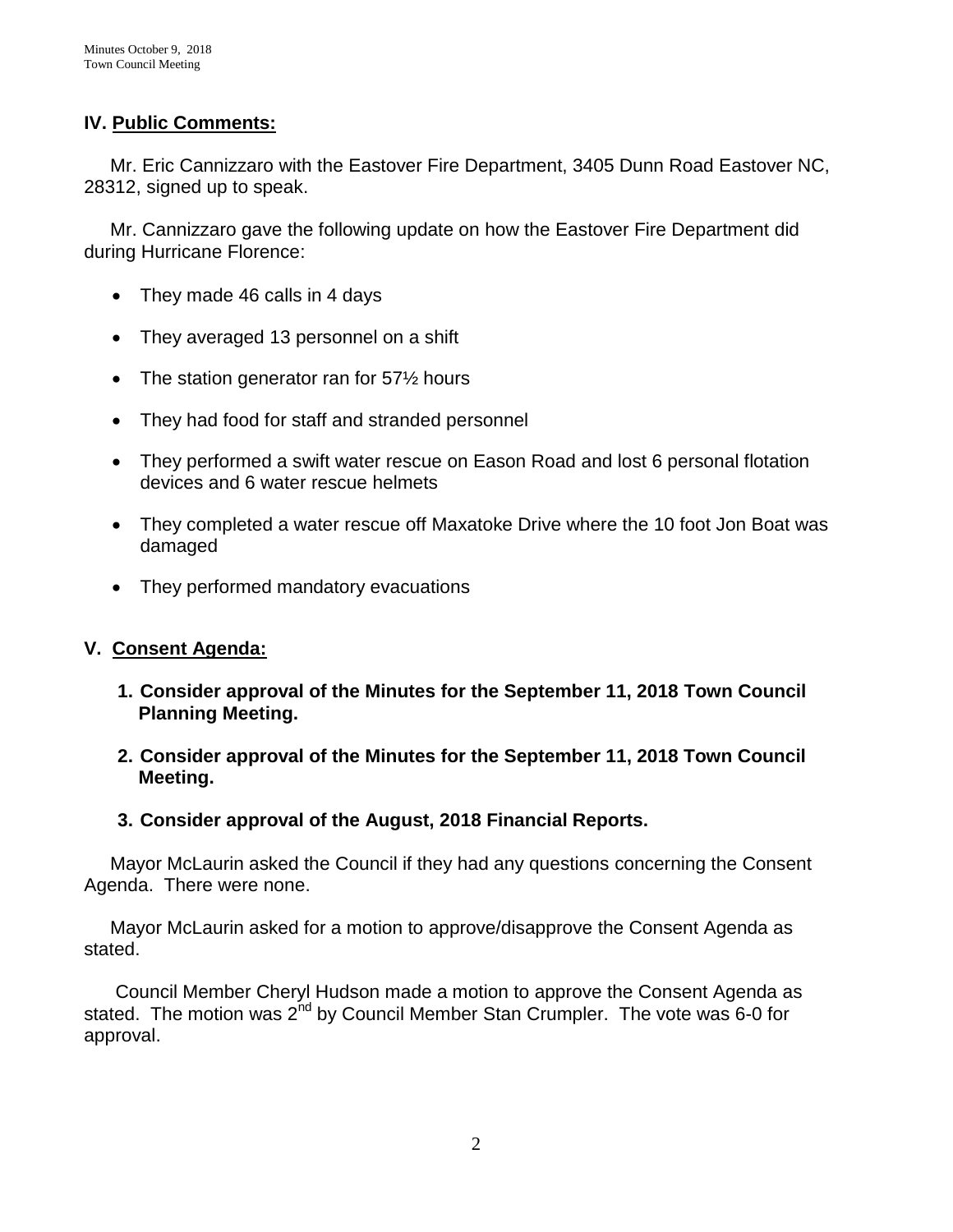## IV. Public Comments:

Mr. Eric Cannizzaro with the Eastover Fire Department, 3405 Dunn Road Eastover NC, 28312, signed up to speak.

Mr. Cannizzaro gave the following update on how the Eastover Fire Department did during Hurricane Florence:

- They made 46 calls in 4 days
- They averaged 13 personnel on a shift
- The station generator ran for 57½ hours
- They had food for staff and stranded personnel
- They performed a swift water rescue on Eason Road and lost 6 personal flotation devices and 6 water rescue helmets
- They completed a water rescue off Maxatoke Drive where the 10 foot Jon Boat was damaged
- They performed mandatory evacuations

## V. Consent Agenda:

1. **Consider approval of the Minutes for the September 11, 2018 Town Council Planning Meeting.**
2. **Consider approval of the Minutes for the September 11, 2018 Town Council Meeting.**
3. **Consider approval of the August, 2018 Financial Reports.**

Mayor McLaurin asked the Council if they had any questions concerning the Consent Agenda. There were none.

Mayor McLaurin asked for a motion to approve/disapprove the Consent Agenda as stated.

Council Member Cheryl Hudson made a motion to approve the Consent Agenda as stated. The motion was 2nd by Council Member Stan Crumpler. The vote was 6-0 for approval.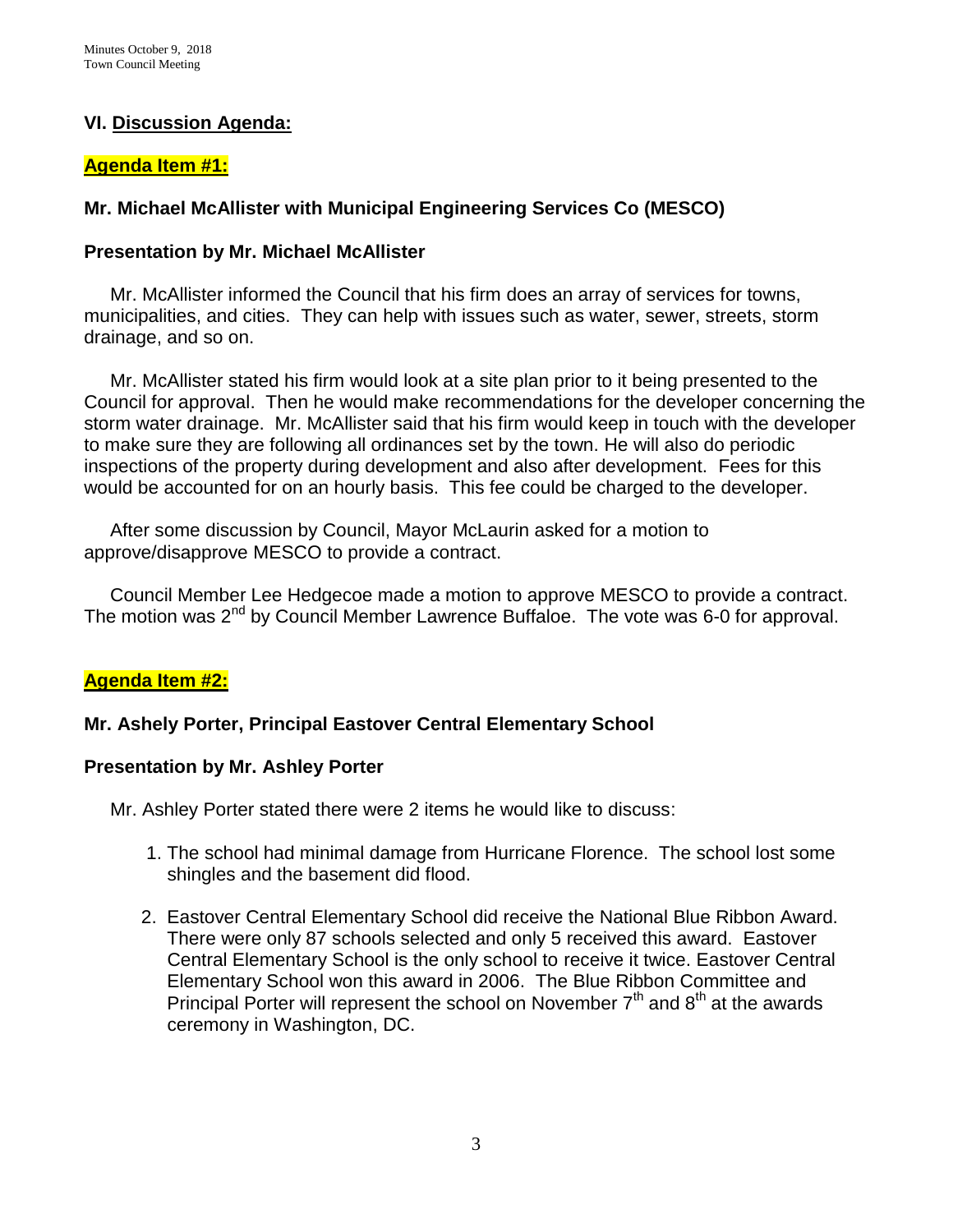## VI. Discussion Agenda:

**Agenda Item #1:**

**Mr. Michael McAllister with Municipal Engineering Services Co (MESCO)**

**Presentation by Mr. Michael McAllister**

Mr. McAllister informed the Council that his firm does an array of services for towns, municipalities, and cities. They can help with issues such as water, sewer, streets, storm drainage, and so on.

Mr. McAllister stated his firm would look at a site plan prior to it being presented to the Council for approval. Then he would make recommendations for the developer concerning the storm water drainage. Mr. McAllister said that his firm would keep in touch with the developer to make sure they are following all ordinances set by the town. He will also do periodic inspections of the property during development and also after development. Fees for this would be accounted for on an hourly basis. This fee could be charged to the developer.

After some discussion by Council, Mayor McLaurin asked for a motion to approve/disapprove MESCO to provide a contract.

Council Member Lee Hedgecoe made a motion to approve MESCO to provide a contract. The motion was 2nd by Council Member Lawrence Buffaloe. The vote was 6-0 for approval.

**Agenda Item #2:**

**Mr. Ashely Porter, Principal Eastover Central Elementary School**

**Presentation by Mr. Ashley Porter**

Mr. Ashley Porter stated there were 2 items he would like to discuss:

1. The school had minimal damage from Hurricane Florence. The school lost some shingles and the basement did flood.
2. Eastover Central Elementary School did receive the National Blue Ribbon Award. There were only 87 schools selected and only 5 received this award. Eastover Central Elementary School is the only school to receive it twice. Eastover Central Elementary School won this award in 2006. The Blue Ribbon Committee and Principal Porter will represent the school on November 7th and 8th at the awards ceremony in Washington, DC.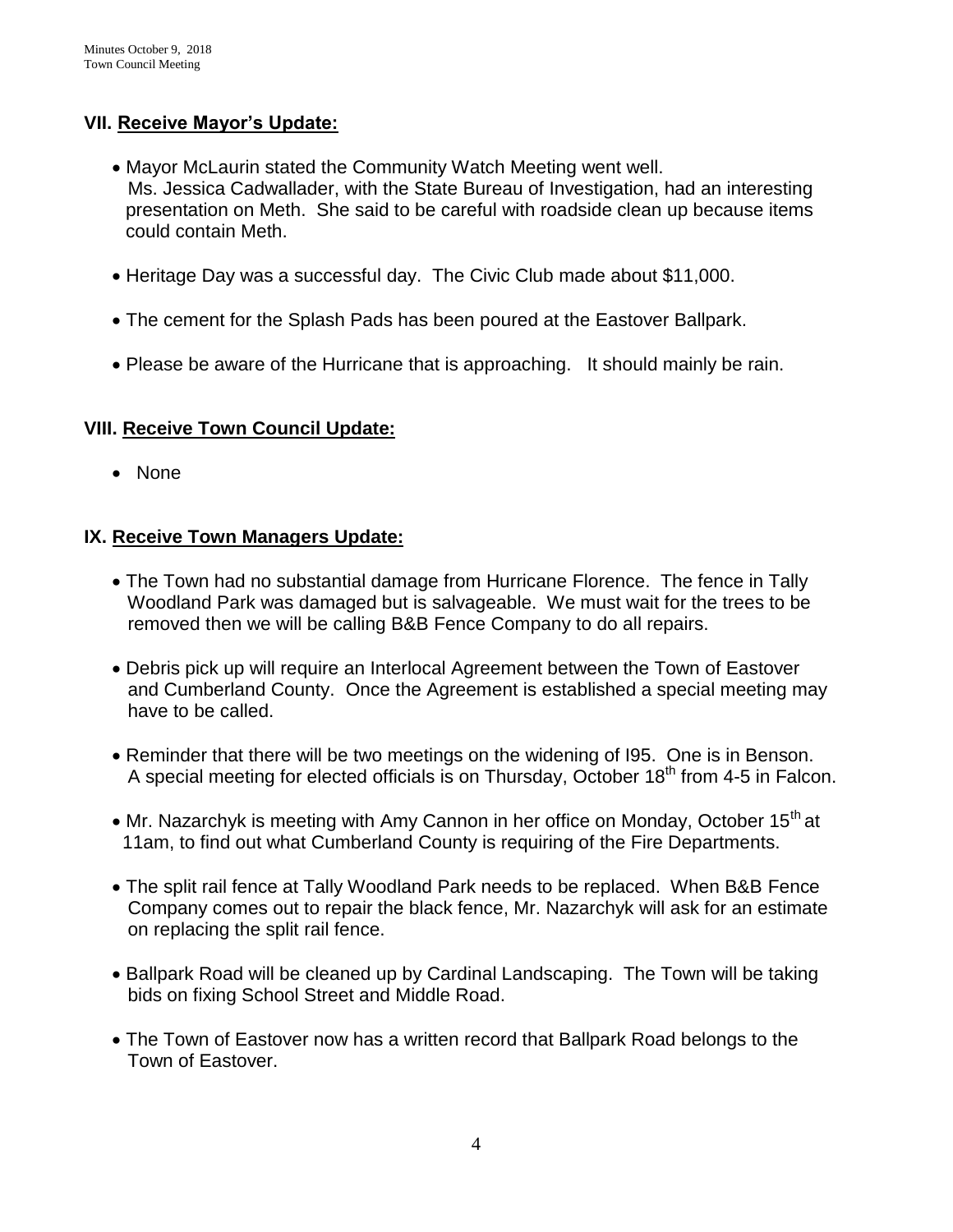## VII. Receive Mayor's Update:

- Mayor McLaurin stated the Community Watch Meeting went well. Ms. Jessica Cadwallader, with the State Bureau of Investigation, had an interesting presentation on Meth. She said to be careful with roadside clean up because items could contain Meth.
- Heritage Day was a successful day. The Civic Club made about $11,000.
- The cement for the Splash Pads has been poured at the Eastover Ballpark.
- Please be aware of the Hurricane that is approaching. It should mainly be rain.

## VIII. Receive Town Council Update:

- None

## IX. Receive Town Managers Update:

- The Town had no substantial damage from Hurricane Florence. The fence in Tally Woodland Park was damaged but is salvageable. We must wait for the trees to be removed then we will be calling B&B Fence Company to do all repairs.
- Debris pick up will require an Interlocal Agreement between the Town of Eastover and Cumberland County. Once the Agreement is established a special meeting may have to be called.
- Reminder that there will be two meetings on the widening of I95. One is in Benson. A special meeting for elected officials is on Thursday, October 18th from 4-5 in Falcon.
- Mr. Nazarchyk is meeting with Amy Cannon in her office on Monday, October 15th at 11am, to find out what Cumberland County is requiring of the Fire Departments.
- The split rail fence at Tally Woodland Park needs to be replaced. When B&B Fence Company comes out to repair the black fence, Mr. Nazarchyk will ask for an estimate on replacing the split rail fence.
- Ballpark Road will be cleaned up by Cardinal Landscaping. The Town will be taking bids on fixing School Street and Middle Road.
- The Town of Eastover now has a written record that Ballpark Road belongs to the Town of Eastover.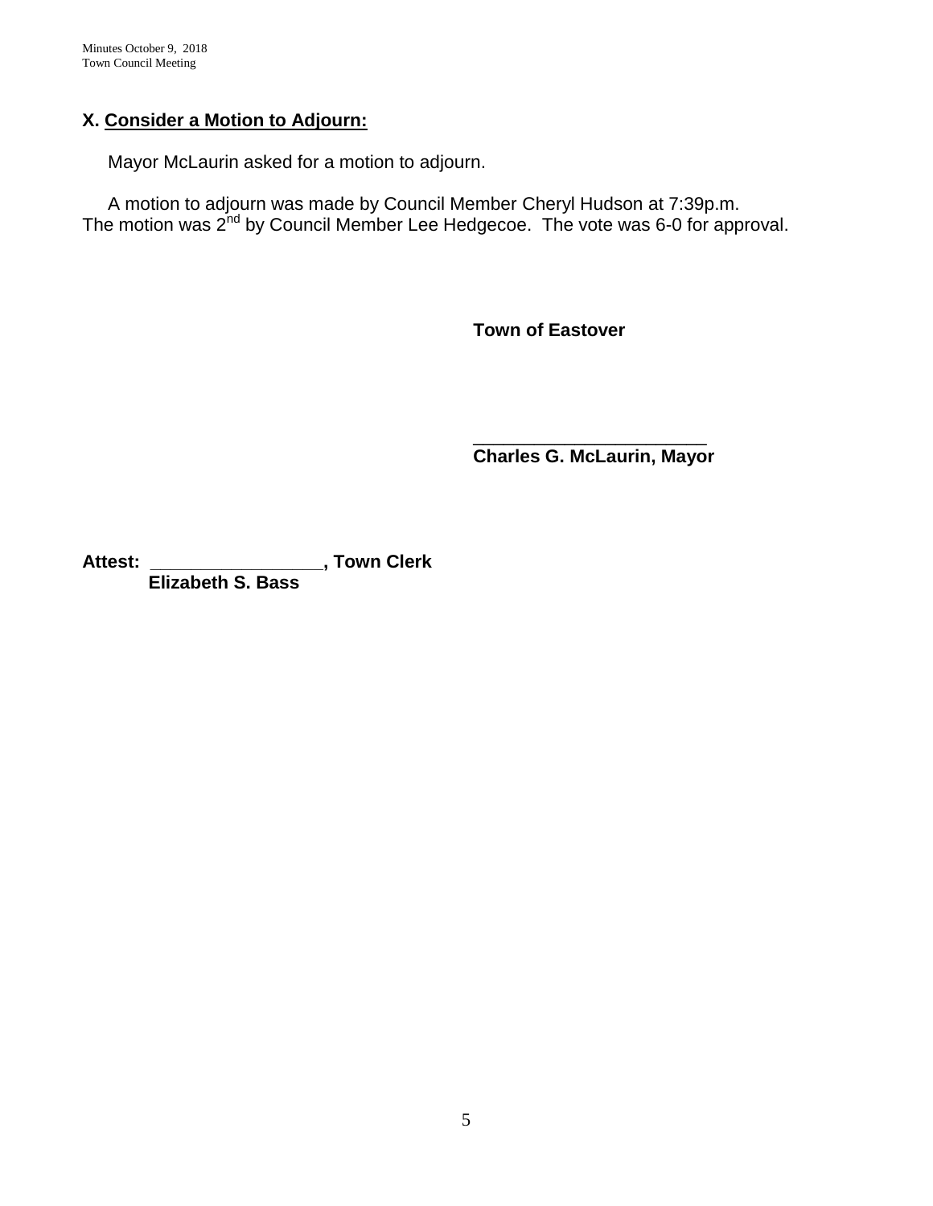### X. Consider a Motion to Adjourn:

Mayor McLaurin asked for a motion to adjourn.

A motion to adjourn was made by Council Member Cheryl Hudson at 7:39p.m. The motion was 2nd by Council Member Lee Hedgecoe. The vote was 6-0 for approval.

**Town of Eastover**

______________________

**Charles G. McLaurin, Mayor**

**Attest: ________________, Town Clerk**
**Elizabeth S. Bass**